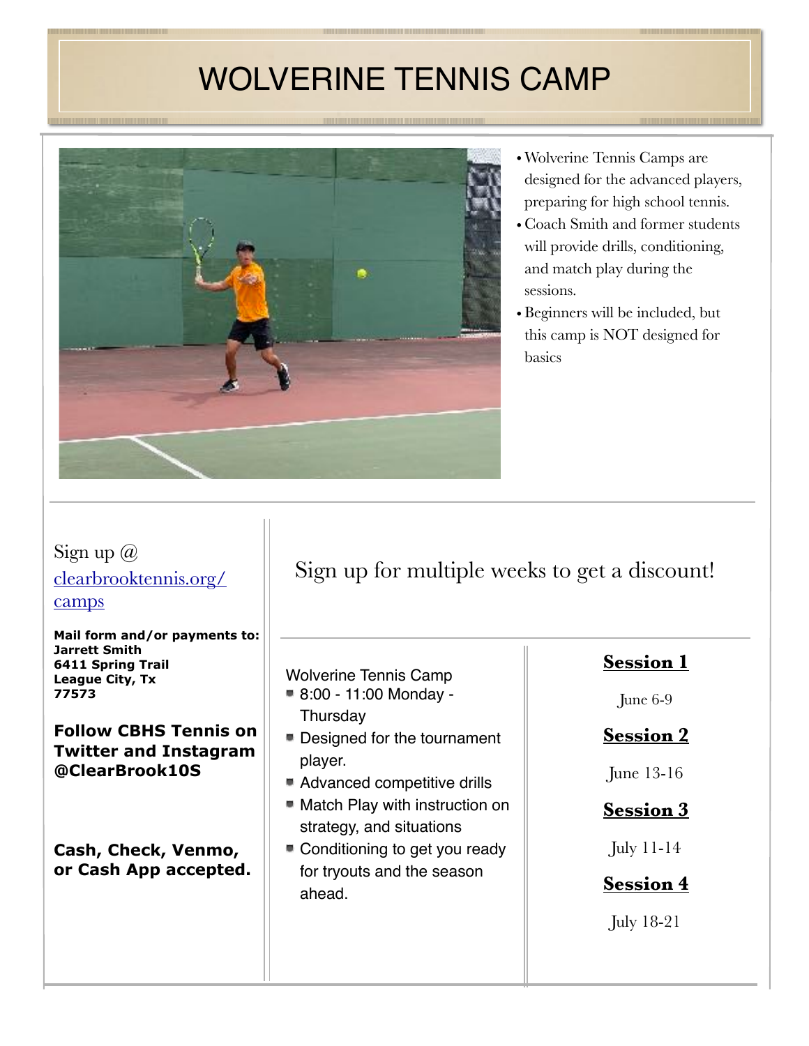# WOLVERINE TENNIS CAMP

- Wolverine Tennis Camps are designed for the advanced players, preparing for high school tennis.
- Coach Smith and former students will provide drills, conditioning, and match play during the sessions.
- Beginners will be included, but this camp is NOT designed for basics

Sign up @ [clearbrooktennis.org/camps](clearbrooktennis.org/camps)

**Mail form and/or payments to:**
**Jarrett Smith**
**6411 Spring Trail**
**League City, Tx**
**77573**

**Follow CBHS Tennis on Twitter and Instagram @ClearBrook10S**

**Cash, Check, Venmo, or Cash App accepted.**

## Sign up for multiple weeks to get a discount!

Wolverine Tennis Camp

- 8:00 - 11:00 Monday - Thursday
- Designed for the tournament player.
- Advanced competitive drills
- Match Play with instruction on strategy, and situations
- Conditioning to get you ready for tryouts and the season ahead.

**Session 1**

June 6-9

**Session 2**

June 13-16

**Session 3**

July 11-14

**Session 4**

July 18-21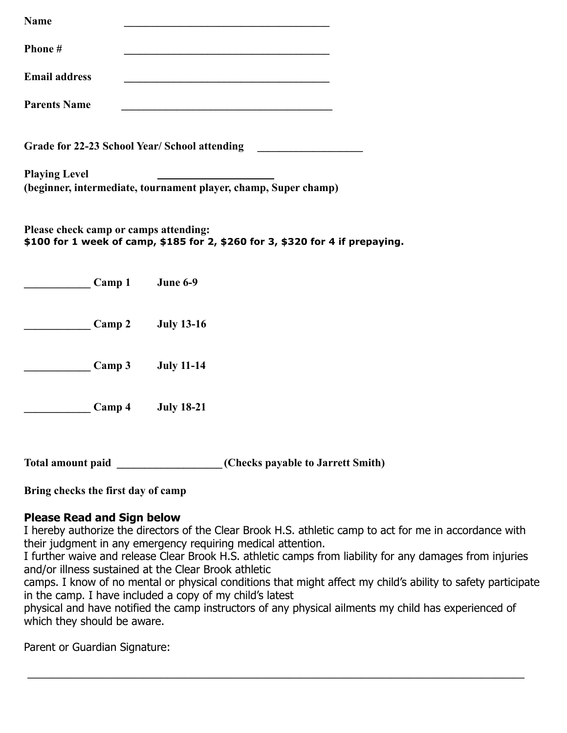**Name** ____________________________________

**Phone #** ____________________________________

**Email address** ____________________________________

**Parents Name** ____________________________________

**Grade for 22-23 School Year/ School attending** ___________________

**Playing Level** ____________________
**(beginner, intermediate, tournament player, champ, Super champ)**

**Please check camp or camps attending:**
**$100 for 1 week of camp, $185 for 2, $260 for 3, $320 for 4 if prepaying.**

____________ **Camp 1 June 6-9**

____________ **Camp 2 July 13-16**

____________ **Camp 3 July 11-14**

____________ **Camp 4 July 18-21**

**Total amount paid** __________________ **(Checks payable to Jarrett Smith)**

**Bring checks the first day of camp**

**Please Read and Sign below**

I hereby authorize the directors of the Clear Brook H.S. athletic camp to act for me in accordance with their judgment in any emergency requiring medical attention.
I further waive and release Clear Brook H.S. athletic camps from liability for any damages from injuries and/or illness sustained at the Clear Brook athletic
camps. I know of no mental or physical conditions that might affect my child's ability to safety participate in the camp. I have included a copy of my child's latest
physical and have notified the camp instructors of any physical ailments my child has experienced of which they should be aware.

Parent or Guardian Signature:

________________________________________________________________________________